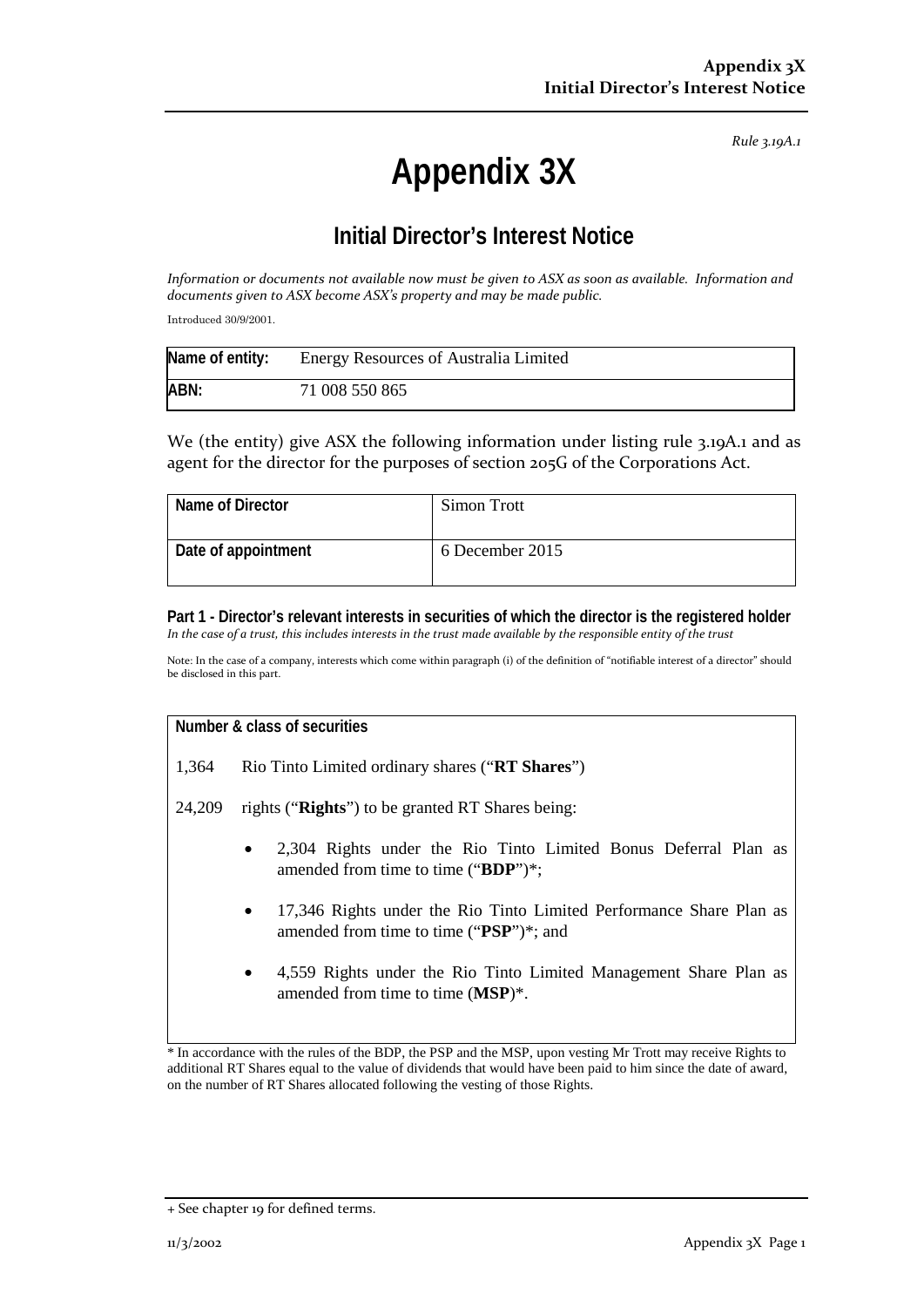*Rule 3.19A.1*

# Appendix 3X

## Initial Director's Interest Notice

*Information or documents not available now must be given to ASX as soon as available. Information and documents given to ASX become ASX's property and may be made public.*

Introduced 30/9/2001.

| Name of entity: | Energy Resources of Australia Limited |
|---|---|
| ABN: | 71 008 550 865 |

We (the entity) give ASX the following information under listing rule 3.19A.1 and as agent for the director for the purposes of section 205G of the Corporations Act.

| Name of Director | Simon Trott |
|---|---|
| Date of appointment | 6 December 2015 |

**Part 1 - Director's relevant interests in securities of which the director is the registered holder**
*In the case of a trust, this includes interests in the trust made available by the responsible entity of the trust*

Note: In the case of a company, interests which come within paragraph (i) of the definition of "notifiable interest of a director" should be disclosed in this part.

**Number & class of securities**

1,364 Rio Tinto Limited ordinary shares ("**RT Shares**")

24,209 rights ("**Rights**") to be granted RT Shares being:

- 2,304 Rights under the Rio Tinto Limited Bonus Deferral Plan as amended from time to time ("**BDP**")*;
- 17,346 Rights under the Rio Tinto Limited Performance Share Plan as amended from time to time ("**PSP**")*; and
- 4,559 Rights under the Rio Tinto Limited Management Share Plan as amended from time to time (**MSP**)*.

* In accordance with the rules of the BDP, the PSP and the MSP, upon vesting Mr Trott may receive Rights to additional RT Shares equal to the value of dividends that would have been paid to him since the date of award, on the number of RT Shares allocated following the vesting of those Rights.

+ See chapter 19 for defined terms.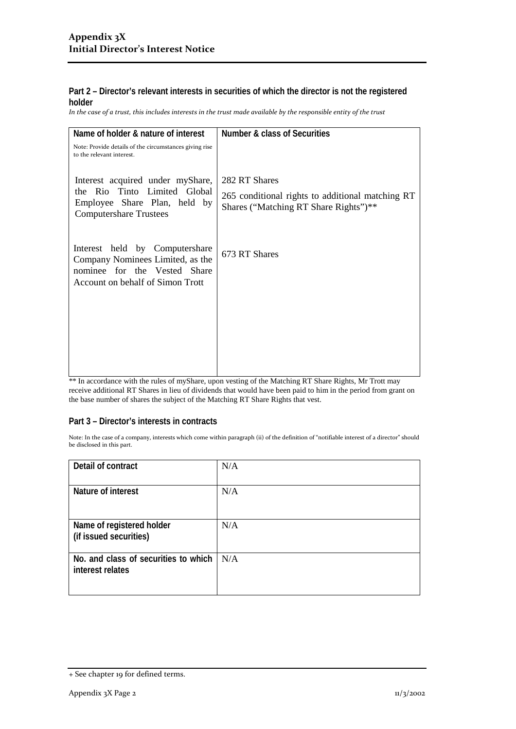# Appendix 3X
# Initial Director's Interest Notice

## Part 2 – Director's relevant interests in securities of which the director is not the registered holder

*In the case of a trust, this includes interests in the trust made available by the responsible entity of the trust*

| Name of holder & nature of interest<br>Note: Provide details of the circumstances giving rise to the relevant interest. | Number & class of Securities |
|---|---|
| Interest acquired under myShare, the Rio Tinto Limited Global Employee Share Plan, held by Computershare Trustees | 282 RT Shares<br>265 conditional rights to additional matching RT Shares ("Matching RT Share Rights")** |
| Interest held by Computershare Company Nominees Limited, as the nominee for the Vested Share Account on behalf of Simon Trott | 673 RT Shares |

** In accordance with the rules of myShare, upon vesting of the Matching RT Share Rights, Mr Trott may receive additional RT Shares in lieu of dividends that would have been paid to him in the period from grant on the base number of shares the subject of the Matching RT Share Rights that vest.

## Part 3 – Director's interests in contracts

Note: In the case of a company, interests which come within paragraph (ii) of the definition of "notifiable interest of a director" should be disclosed in this part.

| | |
|---|---|
| Detail of contract | N/A |
| Nature of interest | N/A |
| Name of registered holder (if issued securities) | N/A |
| No. and class of securities to which interest relates | N/A |

+ See chapter 19 for defined terms.